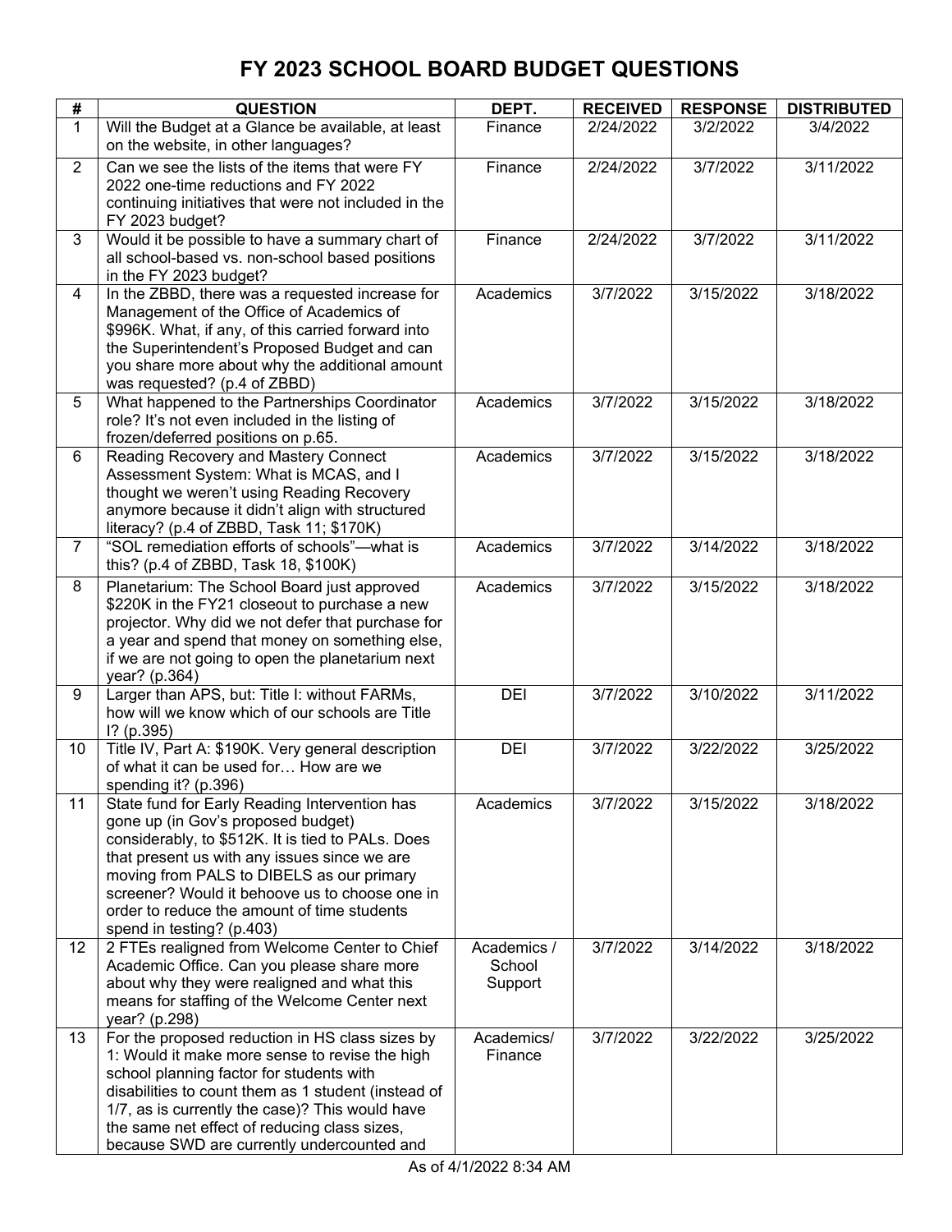# FY 2023 SCHOOL BOARD BUDGET QUESTIONS

| # | QUESTION | DEPT. | RECEIVED | RESPONSE | DISTRIBUTED |
|---|---|---|---|---|---|
| 1 | Will the Budget at a Glance be available, at least on the website, in other languages? | Finance | 2/24/2022 | 3/2/2022 | 3/4/2022 |
| 2 | Can we see the lists of the items that were FY 2022 one-time reductions and FY 2022 continuing initiatives that were not included in the FY 2023 budget? | Finance | 2/24/2022 | 3/7/2022 | 3/11/2022 |
| 3 | Would it be possible to have a summary chart of all school-based vs. non-school based positions in the FY 2023 budget? | Finance | 2/24/2022 | 3/7/2022 | 3/11/2022 |
| 4 | In the ZBBD, there was a requested increase for Management of the Office of Academics of $996K. What, if any, of this carried forward into the Superintendent's Proposed Budget and can you share more about why the additional amount was requested? (p.4 of ZBBD) | Academics | 3/7/2022 | 3/15/2022 | 3/18/2022 |
| 5 | What happened to the Partnerships Coordinator role? It's not even included in the listing of frozen/deferred positions on p.65. | Academics | 3/7/2022 | 3/15/2022 | 3/18/2022 |
| 6 | Reading Recovery and Mastery Connect Assessment System: What is MCAS, and I thought we weren't using Reading Recovery anymore because it didn't align with structured literacy? (p.4 of ZBBD, Task 11; $170K) | Academics | 3/7/2022 | 3/15/2022 | 3/18/2022 |
| 7 | "SOL remediation efforts of schools"—what is this? (p.4 of ZBBD, Task 18, $100K) | Academics | 3/7/2022 | 3/14/2022 | 3/18/2022 |
| 8 | Planetarium: The School Board just approved $220K in the FY21 closeout to purchase a new projector. Why did we not defer that purchase for a year and spend that money on something else, if we are not going to open the planetarium next year? (p.364) | Academics | 3/7/2022 | 3/15/2022 | 3/18/2022 |
| 9 | Larger than APS, but: Title I: without FARMs, how will we know which of our schools are Title I? (p.395) | DEI | 3/7/2022 | 3/10/2022 | 3/11/2022 |
| 10 | Title IV, Part A: $190K. Very general description of what it can be used for… How are we spending it? (p.396) | DEI | 3/7/2022 | 3/22/2022 | 3/25/2022 |
| 11 | State fund for Early Reading Intervention has gone up (in Gov's proposed budget) considerably, to $512K. It is tied to PALs. Does that present us with any issues since we are moving from PALS to DIBELS as our primary screener? Would it behoove us to choose one in order to reduce the amount of time students spend in testing? (p.403) | Academics | 3/7/2022 | 3/15/2022 | 3/18/2022 |
| 12 | 2 FTEs realigned from Welcome Center to Chief Academic Office. Can you please share more about why they were realigned and what this means for staffing of the Welcome Center next year? (p.298) | Academics / School Support | 3/7/2022 | 3/14/2022 | 3/18/2022 |
| 13 | For the proposed reduction in HS class sizes by 1: Would it make more sense to revise the high school planning factor for students with disabilities to count them as 1 student (instead of 1/7, as is currently the case)? This would have the same net effect of reducing class sizes, because SWD are currently undercounted and | Academics/ Finance | 3/7/2022 | 3/22/2022 | 3/25/2022 |

As of 4/1/2022 8:34 AM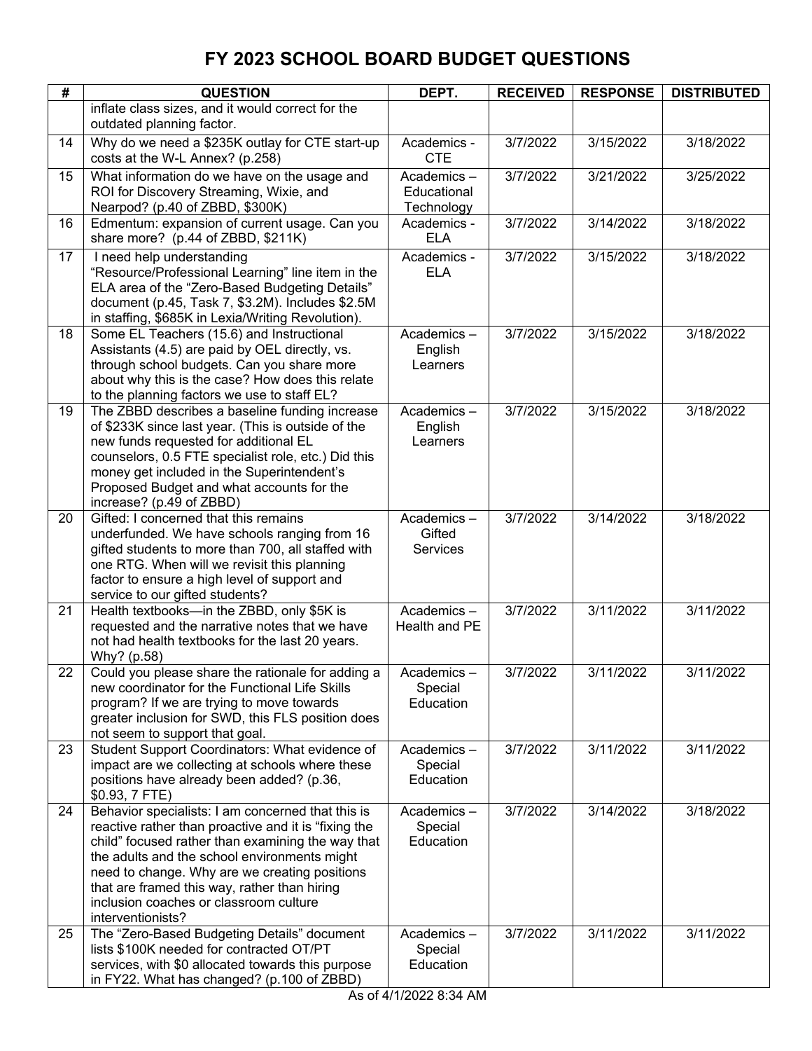# FY 2023 SCHOOL BOARD BUDGET QUESTIONS

| # | QUESTION | DEPT. | RECEIVED | RESPONSE | DISTRIBUTED |
|---|---|---|---|---|---|
| | inflate class sizes, and it would correct for the outdated planning factor. | | | | |
| 14 | Why do we need a $235K outlay for CTE start-up costs at the W-L Annex? (p.258) | Academics - CTE | 3/7/2022 | 3/15/2022 | 3/18/2022 |
| 15 | What information do we have on the usage and ROI for Discovery Streaming, Wixie, and Nearpod? (p.40 of ZBBD, $300K) | Academics – Educational Technology | 3/7/2022 | 3/21/2022 | 3/25/2022 |
| 16 | Edmentum: expansion of current usage. Can you share more? (p.44 of ZBBD, $211K) | Academics - ELA | 3/7/2022 | 3/14/2022 | 3/18/2022 |
| 17 | I need help understanding "Resource/Professional Learning" line item in the ELA area of the "Zero-Based Budgeting Details" document (p.45, Task 7, $3.2M). Includes $2.5M in staffing, $685K in Lexia/Writing Revolution). | Academics - ELA | 3/7/2022 | 3/15/2022 | 3/18/2022 |
| 18 | Some EL Teachers (15.6) and Instructional Assistants (4.5) are paid by OEL directly, vs. through school budgets. Can you share more about why this is the case? How does this relate to the planning factors we use to staff EL? | Academics – English Learners | 3/7/2022 | 3/15/2022 | 3/18/2022 |
| 19 | The ZBBD describes a baseline funding increase of $233K since last year. (This is outside of the new funds requested for additional EL counselors, 0.5 FTE specialist role, etc.) Did this money get included in the Superintendent's Proposed Budget and what accounts for the increase? (p.49 of ZBBD) | Academics – English Learners | 3/7/2022 | 3/15/2022 | 3/18/2022 |
| 20 | Gifted: I concerned that this remains underfunded. We have schools ranging from 16 gifted students to more than 700, all staffed with one RTG. When will we revisit this planning factor to ensure a high level of support and service to our gifted students? | Academics – Gifted Services | 3/7/2022 | 3/14/2022 | 3/18/2022 |
| 21 | Health textbooks—in the ZBBD, only $5K is requested and the narrative notes that we have not had health textbooks for the last 20 years. Why? (p.58) | Academics – Health and PE | 3/7/2022 | 3/11/2022 | 3/11/2022 |
| 22 | Could you please share the rationale for adding a new coordinator for the Functional Life Skills program? If we are trying to move towards greater inclusion for SWD, this FLS position does not seem to support that goal. | Academics – Special Education | 3/7/2022 | 3/11/2022 | 3/11/2022 |
| 23 | Student Support Coordinators: What evidence of impact are we collecting at schools where these positions have already been added? (p.36, $0.93, 7 FTE) | Academics – Special Education | 3/7/2022 | 3/11/2022 | 3/11/2022 |
| 24 | Behavior specialists: I am concerned that this is reactive rather than proactive and it is "fixing the child" focused rather than examining the way that the adults and the school environments might need to change. Why are we creating positions that are framed this way, rather than hiring inclusion coaches or classroom culture interventionists? | Academics – Special Education | 3/7/2022 | 3/14/2022 | 3/18/2022 |
| 25 | The "Zero-Based Budgeting Details" document lists $100K needed for contracted OT/PT services, with $0 allocated towards this purpose in FY22. What has changed? (p.100 of ZBBD) | Academics – Special Education | 3/7/2022 | 3/11/2022 | 3/11/2022 |

As of 4/1/2022 8:34 AM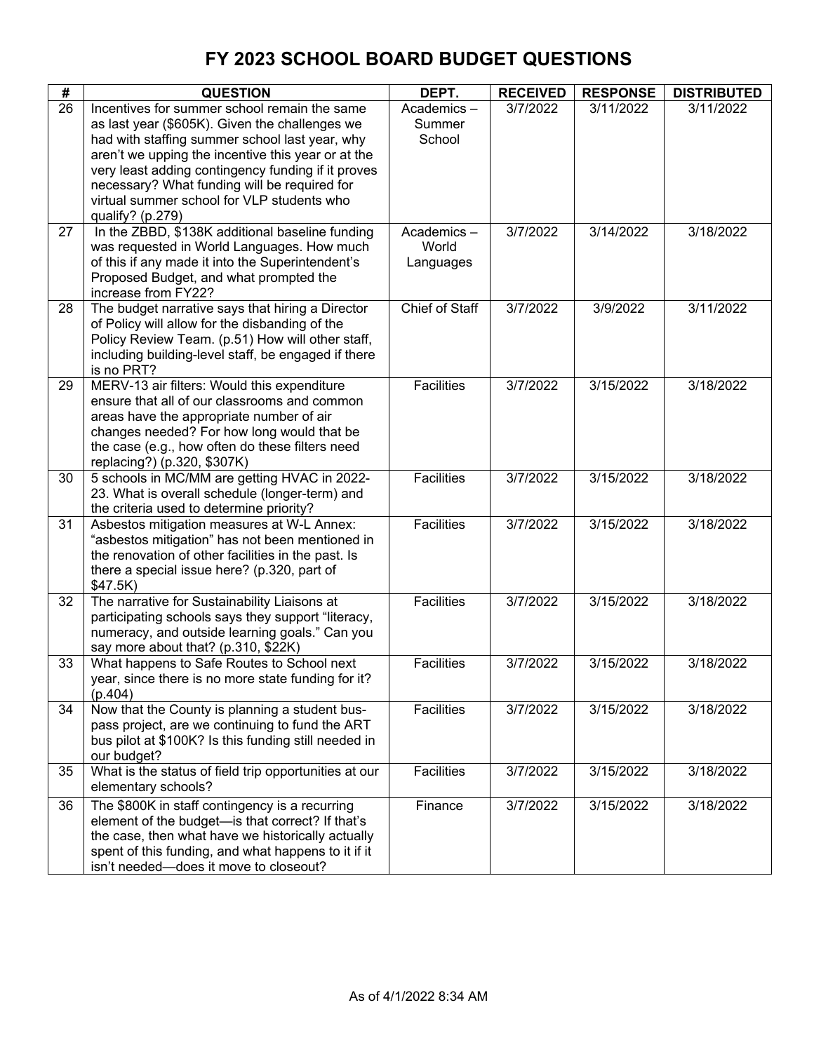# FY 2023 SCHOOL BOARD BUDGET QUESTIONS

| # | QUESTION | DEPT. | RECEIVED | RESPONSE | DISTRIBUTED |
|---|---|---|---|---|---|
| 26 | Incentives for summer school remain the same as last year ($605K). Given the challenges we had with staffing summer school last year, why aren't we upping the incentive this year or at the very least adding contingency funding if it proves necessary? What funding will be required for virtual summer school for VLP students who qualify? (p.279) | Academics – Summer School | 3/7/2022 | 3/11/2022 | 3/11/2022 |
| 27 | In the ZBBD, $138K additional baseline funding was requested in World Languages. How much of this if any made it into the Superintendent's Proposed Budget, and what prompted the increase from FY22? | Academics – World Languages | 3/7/2022 | 3/14/2022 | 3/18/2022 |
| 28 | The budget narrative says that hiring a Director of Policy will allow for the disbanding of the Policy Review Team. (p.51) How will other staff, including building-level staff, be engaged if there is no PRT? | Chief of Staff | 3/7/2022 | 3/9/2022 | 3/11/2022 |
| 29 | MERV-13 air filters: Would this expenditure ensure that all of our classrooms and common areas have the appropriate number of air changes needed? For how long would that be the case (e.g., how often do these filters need replacing?) (p.320, $307K) | Facilities | 3/7/2022 | 3/15/2022 | 3/18/2022 |
| 30 | 5 schools in MC/MM are getting HVAC in 2022-23. What is overall schedule (longer-term) and the criteria used to determine priority? | Facilities | 3/7/2022 | 3/15/2022 | 3/18/2022 |
| 31 | Asbestos mitigation measures at W-L Annex: "asbestos mitigation" has not been mentioned in the renovation of other facilities in the past. Is there a special issue here? (p.320, part of $47.5K) | Facilities | 3/7/2022 | 3/15/2022 | 3/18/2022 |
| 32 | The narrative for Sustainability Liaisons at participating schools says they support "literacy, numeracy, and outside learning goals." Can you say more about that? (p.310, $22K) | Facilities | 3/7/2022 | 3/15/2022 | 3/18/2022 |
| 33 | What happens to Safe Routes to School next year, since there is no more state funding for it? (p.404) | Facilities | 3/7/2022 | 3/15/2022 | 3/18/2022 |
| 34 | Now that the County is planning a student bus-pass project, are we continuing to fund the ART bus pilot at $100K? Is this funding still needed in our budget? | Facilities | 3/7/2022 | 3/15/2022 | 3/18/2022 |
| 35 | What is the status of field trip opportunities at our elementary schools? | Facilities | 3/7/2022 | 3/15/2022 | 3/18/2022 |
| 36 | The $800K in staff contingency is a recurring element of the budget—is that correct? If that's the case, then what have we historically actually spent of this funding, and what happens to it if it isn't needed—does it move to closeout? | Finance | 3/7/2022 | 3/15/2022 | 3/18/2022 |

As of 4/1/2022 8:34 AM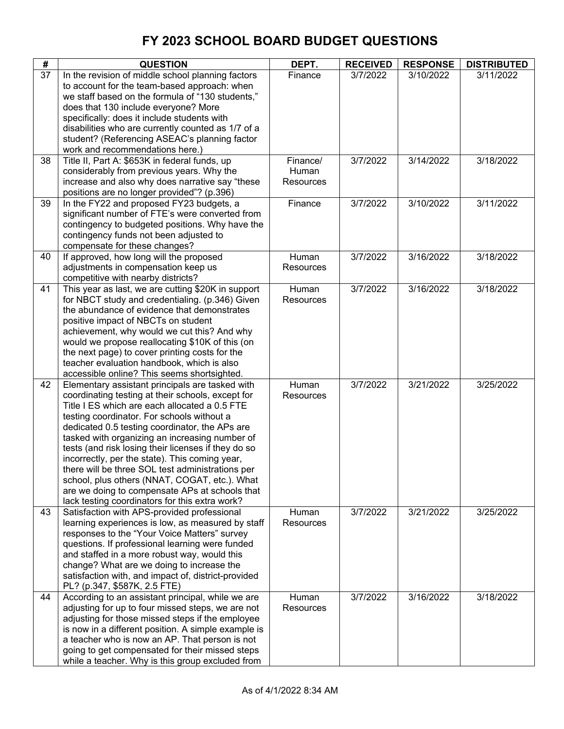# FY 2023 SCHOOL BOARD BUDGET QUESTIONS

| # | QUESTION | DEPT. | RECEIVED | RESPONSE | DISTRIBUTED |
|---|---|---|---|---|---|
| 37 | In the revision of middle school planning factors to account for the team-based approach: when we staff based on the formula of "130 students," does that 130 include everyone? More specifically: does it include students with disabilities who are currently counted as 1/7 of a student? (Referencing ASEAC's planning factor work and recommendations here.) | Finance | 3/7/2022 | 3/10/2022 | 3/11/2022 |
| 38 | Title II, Part A: $653K in federal funds, up considerably from previous years. Why the increase and also why does narrative say "these positions are no longer provided"? (p.396) | Finance/ Human Resources | 3/7/2022 | 3/14/2022 | 3/18/2022 |
| 39 | In the FY22 and proposed FY23 budgets, a significant number of FTE's were converted from contingency to budgeted positions. Why have the contingency funds not been adjusted to compensate for these changes? | Finance | 3/7/2022 | 3/10/2022 | 3/11/2022 |
| 40 | If approved, how long will the proposed adjustments in compensation keep us competitive with nearby districts? | Human Resources | 3/7/2022 | 3/16/2022 | 3/18/2022 |
| 41 | This year as last, we are cutting $20K in support for NBCT study and credentialing. (p.346) Given the abundance of evidence that demonstrates positive impact of NBCTs on student achievement, why would we cut this? And why would we propose reallocating $10K of this (on the next page) to cover printing costs for the teacher evaluation handbook, which is also accessible online? This seems shortsighted. | Human Resources | 3/7/2022 | 3/16/2022 | 3/18/2022 |
| 42 | Elementary assistant principals are tasked with coordinating testing at their schools, except for Title I ES which are each allocated a 0.5 FTE testing coordinator. For schools without a dedicated 0.5 testing coordinator, the APs are tasked with organizing an increasing number of tests (and risk losing their licenses if they do so incorrectly, per the state). This coming year, there will be three SOL test administrations per school, plus others (NNAT, COGAT, etc.). What are we doing to compensate APs at schools that lack testing coordinators for this extra work? | Human Resources | 3/7/2022 | 3/21/2022 | 3/25/2022 |
| 43 | Satisfaction with APS-provided professional learning experiences is low, as measured by staff responses to the "Your Voice Matters" survey questions. If professional learning were funded and staffed in a more robust way, would this change? What are we doing to increase the satisfaction with, and impact of, district-provided PL? (p.347, $587K, 2.5 FTE) | Human Resources | 3/7/2022 | 3/21/2022 | 3/25/2022 |
| 44 | According to an assistant principal, while we are adjusting for up to four missed steps, we are not adjusting for those missed steps if the employee is now in a different position. A simple example is a teacher who is now an AP. That person is not going to get compensated for their missed steps while a teacher. Why is this group excluded from | Human Resources | 3/7/2022 | 3/16/2022 | 3/18/2022 |

As of 4/1/2022 8:34 AM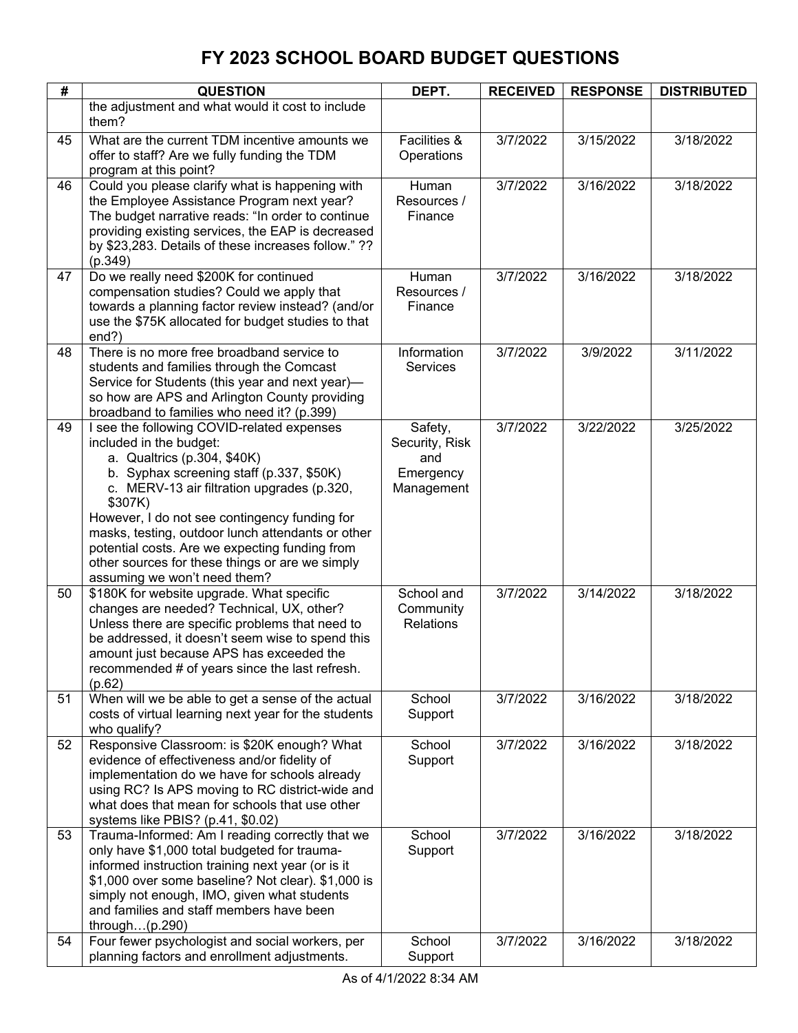# FY 2023 SCHOOL BOARD BUDGET QUESTIONS

| # | QUESTION | DEPT. | RECEIVED | RESPONSE | DISTRIBUTED |
|---|---|---|---|---|---|
| | the adjustment and what would it cost to include them? | | | | |
| 45 | What are the current TDM incentive amounts we offer to staff? Are we fully funding the TDM program at this point? | Facilities & Operations | 3/7/2022 | 3/15/2022 | 3/18/2022 |
| 46 | Could you please clarify what is happening with the Employee Assistance Program next year? The budget narrative reads: "In order to continue providing existing services, the EAP is decreased by $23,283. Details of these increases follow." ?? (p.349) | Human Resources / Finance | 3/7/2022 | 3/16/2022 | 3/18/2022 |
| 47 | Do we really need $200K for continued compensation studies? Could we apply that towards a planning factor review instead? (and/or use the $75K allocated for budget studies to that end?) | Human Resources / Finance | 3/7/2022 | 3/16/2022 | 3/18/2022 |
| 48 | There is no more free broadband service to students and families through the Comcast Service for Students (this year and next year)—so how are APS and Arlington County providing broadband to families who need it? (p.399) | Information Services | 3/7/2022 | 3/9/2022 | 3/11/2022 |
| 49 | I see the following COVID-related expenses included in the budget:<br>a. Qualtrics (p.304, $40K)<br>b. Syphax screening staff (p.337, $50K)<br>c. MERV-13 air filtration upgrades (p.320, $307K)<br>However, I do not see contingency funding for masks, testing, outdoor lunch attendants or other potential costs. Are we expecting funding from other sources for these things or are we simply assuming we won't need them? | Safety, Security, Risk and Emergency Management | 3/7/2022 | 3/22/2022 | 3/25/2022 |
| 50 | $180K for website upgrade. What specific changes are needed? Technical, UX, other? Unless there are specific problems that need to be addressed, it doesn't seem wise to spend this amount just because APS has exceeded the recommended # of years since the last refresh. (p.62) | School and Community Relations | 3/7/2022 | 3/14/2022 | 3/18/2022 |
| 51 | When will we be able to get a sense of the actual costs of virtual learning next year for the students who qualify? | School Support | 3/7/2022 | 3/16/2022 | 3/18/2022 |
| 52 | Responsive Classroom: is $20K enough? What evidence of effectiveness and/or fidelity of implementation do we have for schools already using RC? Is APS moving to RC district-wide and what does that mean for schools that use other systems like PBIS? (p.41, $0.02) | School Support | 3/7/2022 | 3/16/2022 | 3/18/2022 |
| 53 | Trauma-Informed: Am I reading correctly that we only have $1,000 total budgeted for trauma-informed instruction training next year (or is it $1,000 over some baseline? Not clear). $1,000 is simply not enough, IMO, given what students and families and staff members have been through…(p.290) | School Support | 3/7/2022 | 3/16/2022 | 3/18/2022 |
| 54 | Four fewer psychologist and social workers, per planning factors and enrollment adjustments. | School Support | 3/7/2022 | 3/16/2022 | 3/18/2022 |

As of 4/1/2022 8:34 AM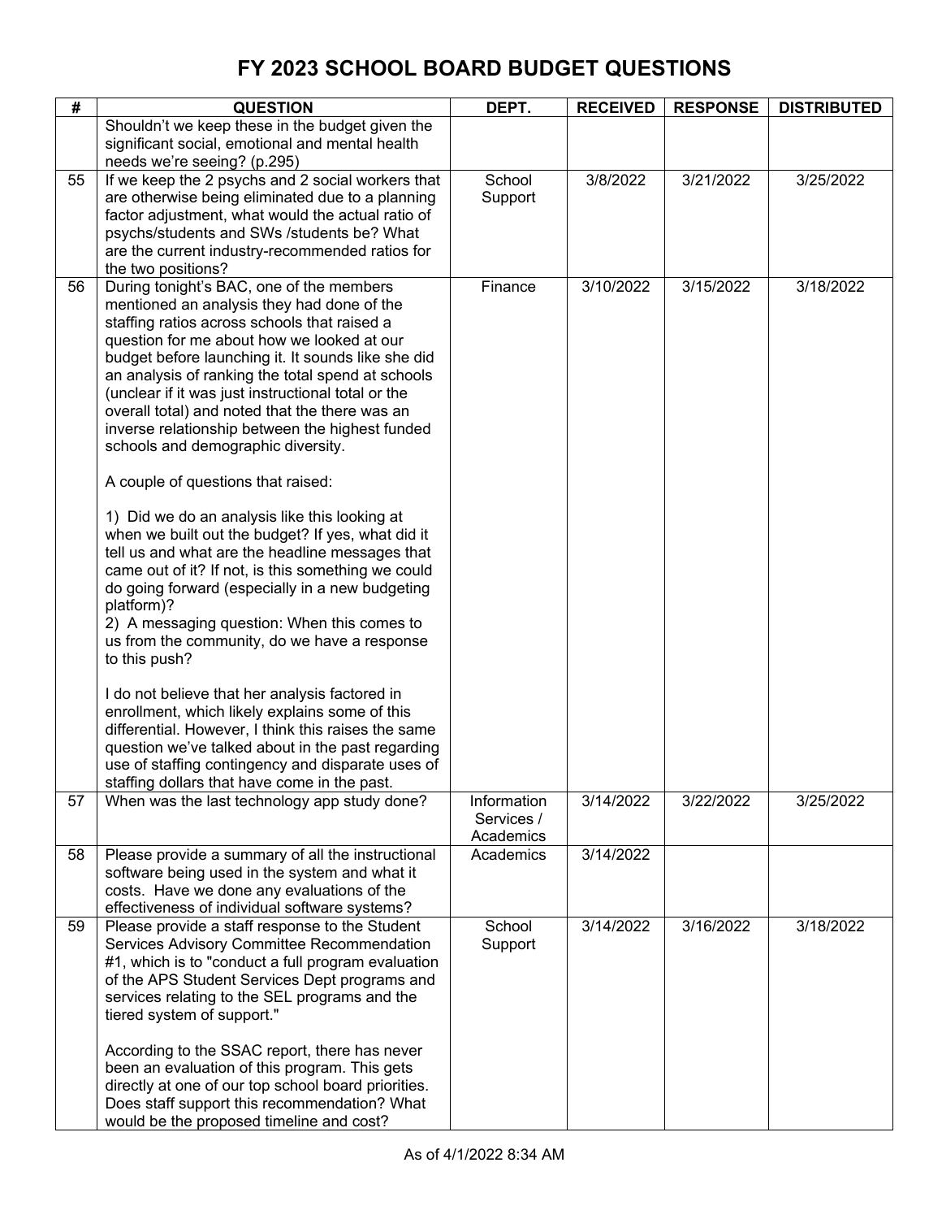# FY 2023 SCHOOL BOARD BUDGET QUESTIONS

| # | QUESTION | DEPT. | RECEIVED | RESPONSE | DISTRIBUTED |
|---|---|---|---|---|---|
| | Shouldn't we keep these in the budget given the significant social, emotional and mental health needs we're seeing? (p.295) | | | | |
| 55 | If we keep the 2 psychs and 2 social workers that are otherwise being eliminated due to a planning factor adjustment, what would the actual ratio of psychs/students and SWs /students be? What are the current industry-recommended ratios for the two positions? | School Support | 3/8/2022 | 3/21/2022 | 3/25/2022 |
| 56 | During tonight's BAC, one of the members mentioned an analysis they had done of the staffing ratios across schools that raised a question for me about how we looked at our budget before launching it. It sounds like she did an analysis of ranking the total spend at schools (unclear if it was just instructional total or the overall total) and noted that the there was an inverse relationship between the highest funded schools and demographic diversity.<br><br>A couple of questions that raised:<br><br>1) Did we do an analysis like this looking at when we built out the budget? If yes, what did it tell us and what are the headline messages that came out of it? If not, is this something we could do going forward (especially in a new budgeting platform)?<br>2) A messaging question: When this comes to us from the community, do we have a response to this push?<br><br>I do not believe that her analysis factored in enrollment, which likely explains some of this differential. However, I think this raises the same question we've talked about in the past regarding use of staffing contingency and disparate uses of staffing dollars that have come in the past. | Finance | 3/10/2022 | 3/15/2022 | 3/18/2022 |
| 57 | When was the last technology app study done? | Information Services / Academics | 3/14/2022 | 3/22/2022 | 3/25/2022 |
| 58 | Please provide a summary of all the instructional software being used in the system and what it costs. Have we done any evaluations of the effectiveness of individual software systems? | Academics | 3/14/2022 | | |
| 59 | Please provide a staff response to the Student Services Advisory Committee Recommendation #1, which is to "conduct a full program evaluation of the APS Student Services Dept programs and services relating to the SEL programs and the tiered system of support."<br><br>According to the SSAC report, there has never been an evaluation of this program. This gets directly at one of our top school board priorities. Does staff support this recommendation? What would be the proposed timeline and cost? | School Support | 3/14/2022 | 3/16/2022 | 3/18/2022 |

As of 4/1/2022 8:34 AM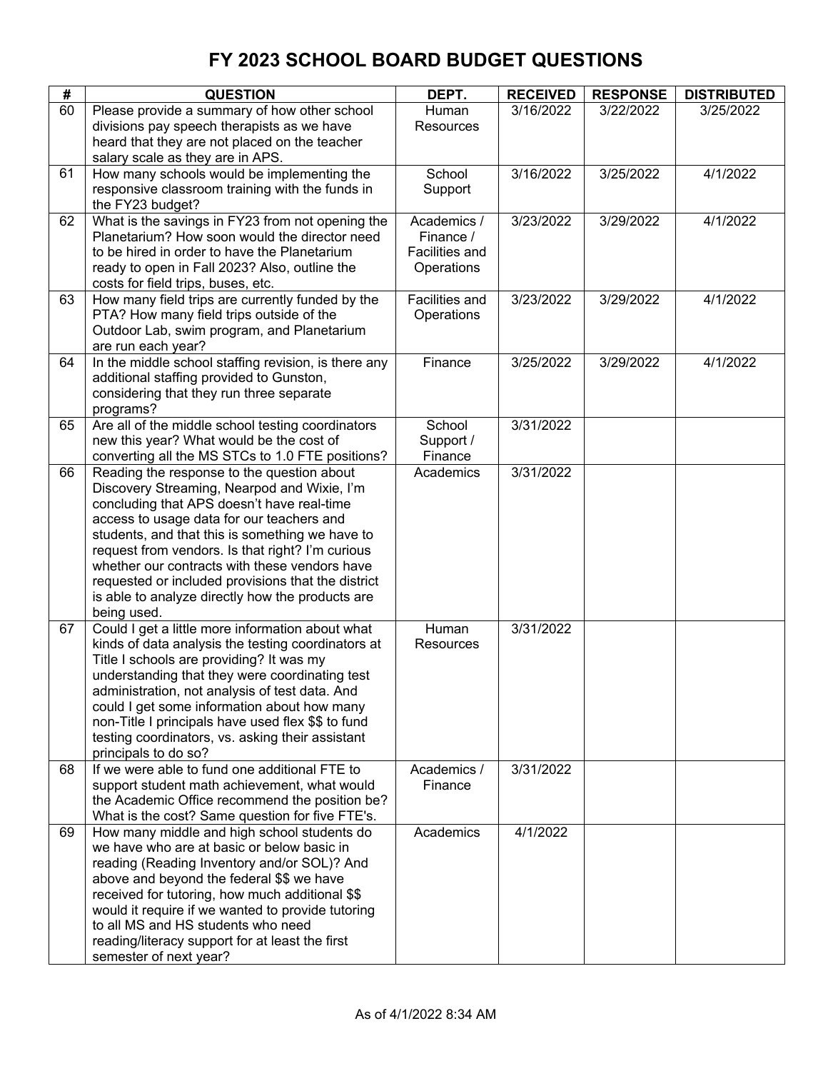# FY 2023 SCHOOL BOARD BUDGET QUESTIONS

| # | QUESTION | DEPT. | RECEIVED | RESPONSE | DISTRIBUTED |
|---|---|---|---|---|---|
| 60 | Please provide a summary of how other school divisions pay speech therapists as we have heard that they are not placed on the teacher salary scale as they are in APS. | Human Resources | 3/16/2022 | 3/22/2022 | 3/25/2022 |
| 61 | How many schools would be implementing the responsive classroom training with the funds in the FY23 budget? | School Support | 3/16/2022 | 3/25/2022 | 4/1/2022 |
| 62 | What is the savings in FY23 from not opening the Planetarium? How soon would the director need to be hired in order to have the Planetarium ready to open in Fall 2023? Also, outline the costs for field trips, buses, etc. | Academics / Finance / Facilities and Operations | 3/23/2022 | 3/29/2022 | 4/1/2022 |
| 63 | How many field trips are currently funded by the PTA? How many field trips outside of the Outdoor Lab, swim program, and Planetarium are run each year? | Facilities and Operations | 3/23/2022 | 3/29/2022 | 4/1/2022 |
| 64 | In the middle school staffing revision, is there any additional staffing provided to Gunston, considering that they run three separate programs? | Finance | 3/25/2022 | 3/29/2022 | 4/1/2022 |
| 65 | Are all of the middle school testing coordinators new this year? What would be the cost of converting all the MS STCs to 1.0 FTE positions? | School Support / Finance | 3/31/2022 | | |
| 66 | Reading the response to the question about Discovery Streaming, Nearpod and Wixie, I'm concluding that APS doesn't have real-time access to usage data for our teachers and students, and that this is something we have to request from vendors. Is that right? I'm curious whether our contracts with these vendors have requested or included provisions that the district is able to analyze directly how the products are being used. | Academics | 3/31/2022 | | |
| 67 | Could I get a little more information about what kinds of data analysis the testing coordinators at Title I schools are providing? It was my understanding that they were coordinating test administration, not analysis of test data. And could I get some information about how many non-Title I principals have used flex $$ to fund testing coordinators, vs. asking their assistant principals to do so? | Human Resources | 3/31/2022 | | |
| 68 | If we were able to fund one additional FTE to support student math achievement, what would the Academic Office recommend the position be? What is the cost? Same question for five FTE's. | Academics / Finance | 3/31/2022 | | |
| 69 | How many middle and high school students do we have who are at basic or below basic in reading (Reading Inventory and/or SOL)? And above and beyond the federal $$ we have received for tutoring, how much additional $$ would it require if we wanted to provide tutoring to all MS and HS students who need reading/literacy support for at least the first semester of next year? | Academics | 4/1/2022 | | |

As of 4/1/2022 8:34 AM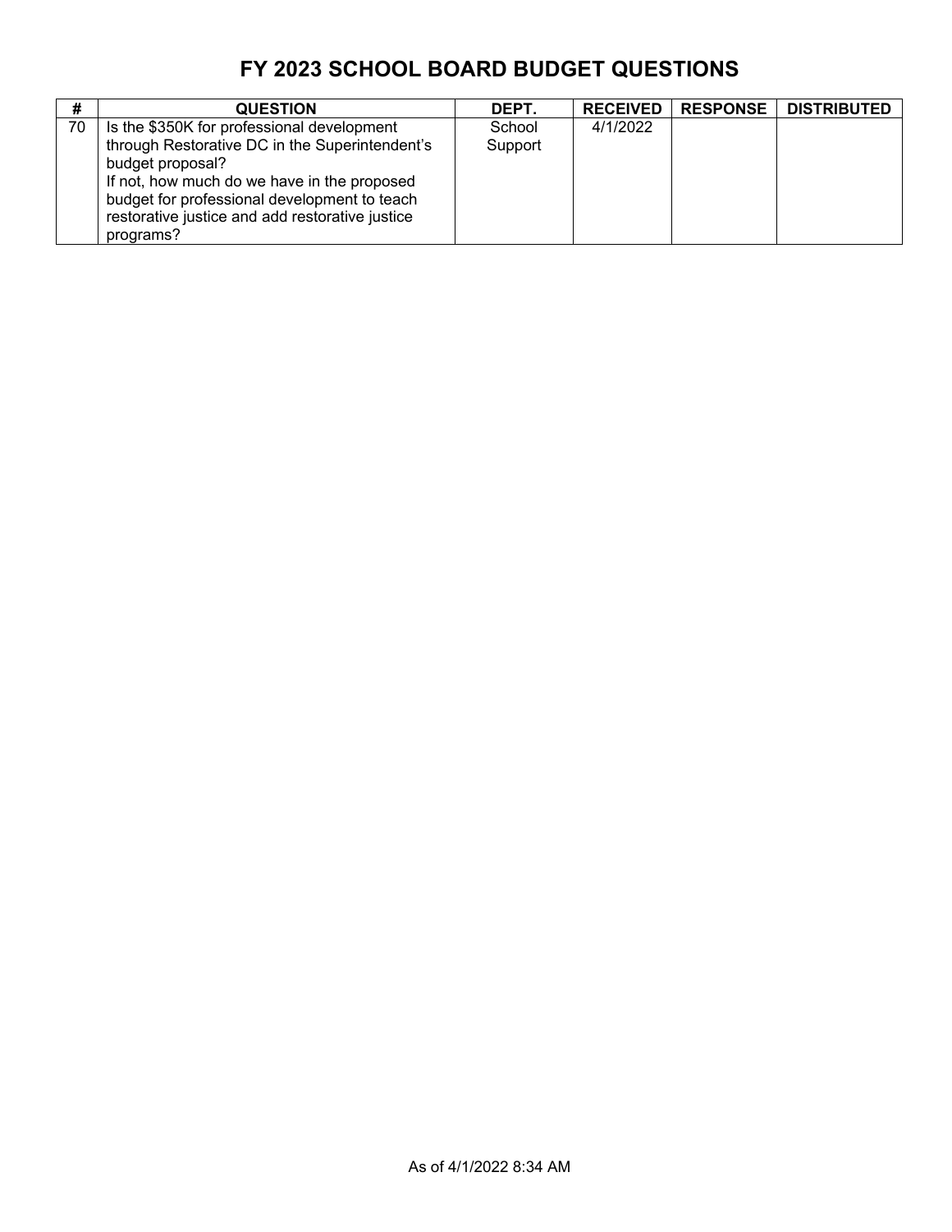# FY 2023 SCHOOL BOARD BUDGET QUESTIONS

| # | QUESTION | DEPT. | RECEIVED | RESPONSE | DISTRIBUTED |
|---|---|---|---|---|---|
| 70 | Is the $350K for professional development through Restorative DC in the Superintendent's budget proposal?<br>If not, how much do we have in the proposed budget for professional development to teach restorative justice and add restorative justice programs? | School Support | 4/1/2022 | | |

As of 4/1/2022 8:34 AM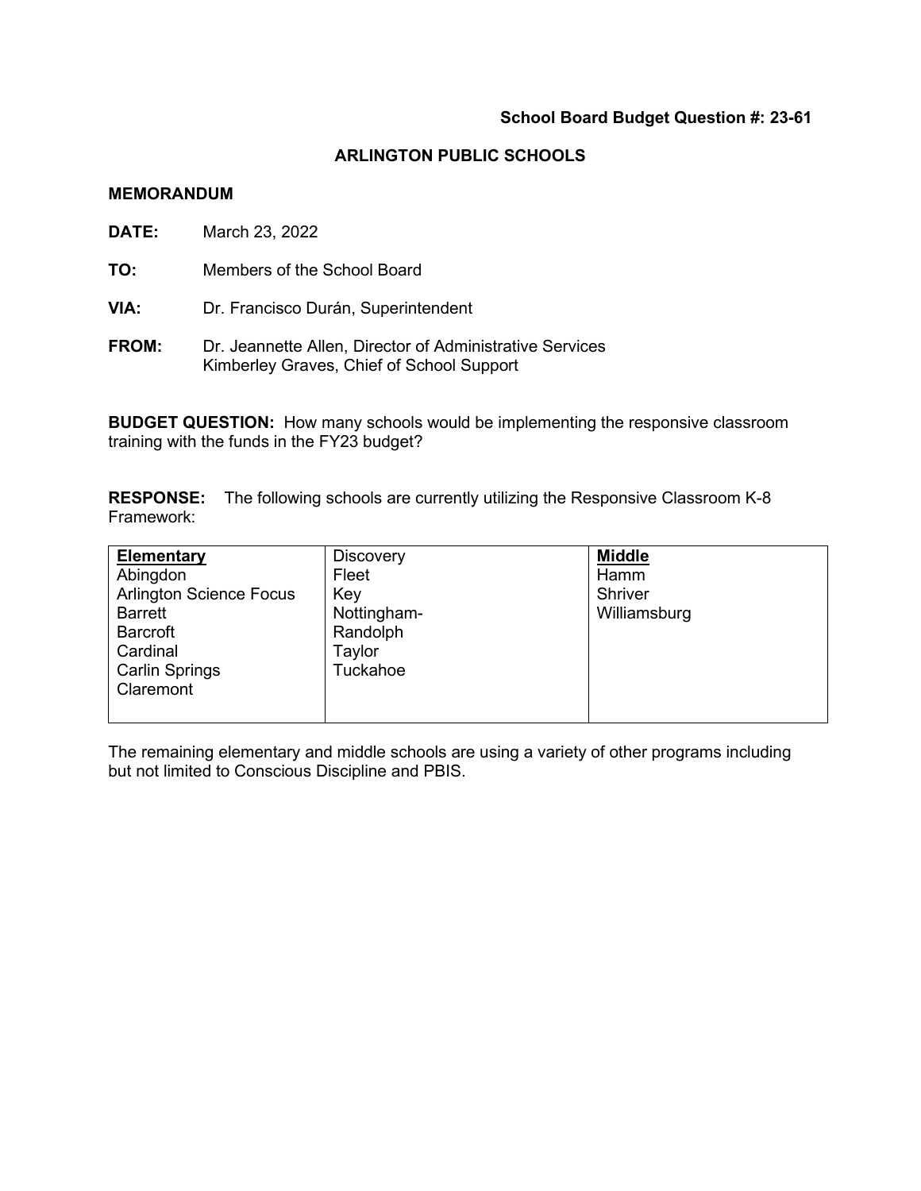**School Board Budget Question #: 23-61**

**ARLINGTON PUBLIC SCHOOLS**

**MEMORANDUM**

**DATE:** March 23, 2022

**TO:** Members of the School Board

**VIA:** Dr. Francisco Durán, Superintendent

**FROM:** Dr. Jeannette Allen, Director of Administrative Services
Kimberley Graves, Chief of School Support

**BUDGET QUESTION:** How many schools would be implementing the responsive classroom training with the funds in the FY23 budget?

**RESPONSE:** The following schools are currently utilizing the Responsive Classroom K-8 Framework:

| **Elementary** | | **Middle** |
|---|---|---|
| Abingdon | Discovery | Hamm |
| Arlington Science Focus | Fleet | Shriver |
| Barrett | Key | Williamsburg |
| Barcroft | Nottingham-Randolph | |
| Cardinal | Taylor | |
| Carlin Springs | Tuckahoe | |
| Claremont | | |

The remaining elementary and middle schools are using a variety of other programs including but not limited to Conscious Discipline and PBIS.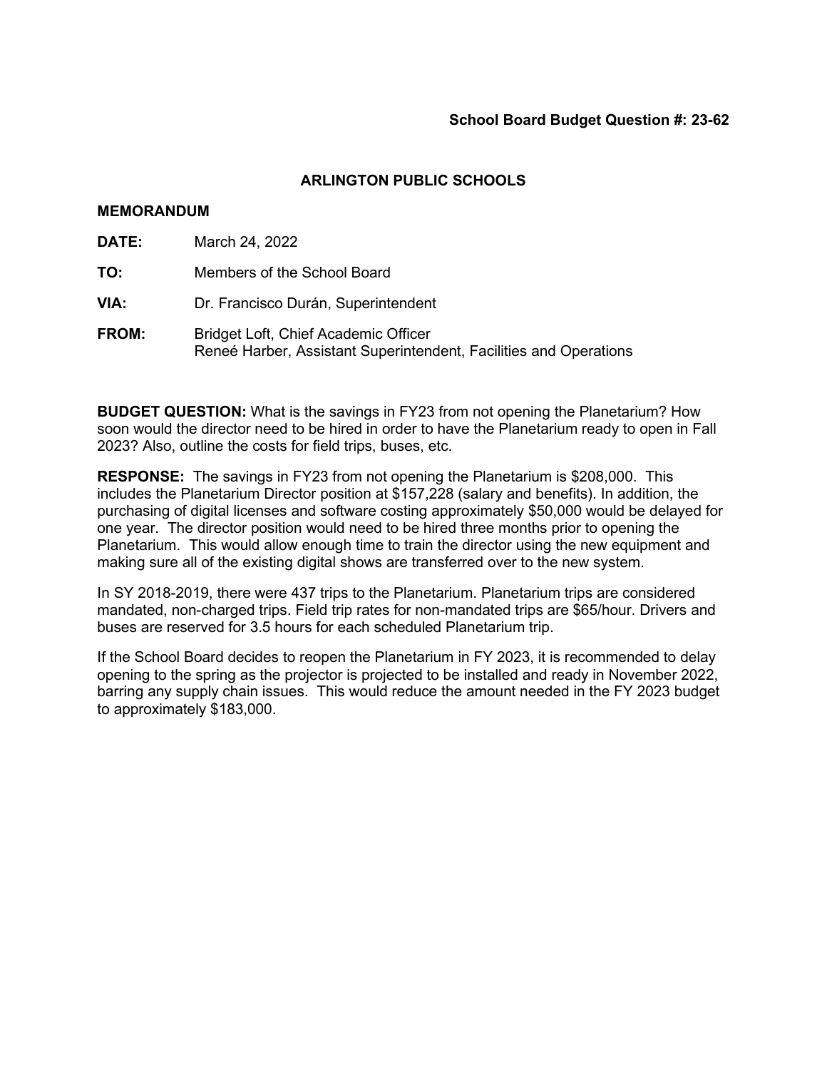**School Board Budget Question #: 23-62**

## ARLINGTON PUBLIC SCHOOLS

**MEMORANDUM**

**DATE:** March 24, 2022

**TO:** Members of the School Board

**VIA:** Dr. Francisco Durán, Superintendent

**FROM:** Bridget Loft, Chief Academic Officer
Reneé Harber, Assistant Superintendent, Facilities and Operations

**BUDGET QUESTION:** What is the savings in FY23 from not opening the Planetarium? How soon would the director need to be hired in order to have the Planetarium ready to open in Fall 2023? Also, outline the costs for field trips, buses, etc.

**RESPONSE:** The savings in FY23 from not opening the Planetarium is $208,000. This includes the Planetarium Director position at $157,228 (salary and benefits). In addition, the purchasing of digital licenses and software costing approximately $50,000 would be delayed for one year. The director position would need to be hired three months prior to opening the Planetarium. This would allow enough time to train the director using the new equipment and making sure all of the existing digital shows are transferred over to the new system.

In SY 2018-2019, there were 437 trips to the Planetarium. Planetarium trips are considered mandated, non-charged trips. Field trip rates for non-mandated trips are $65/hour. Drivers and buses are reserved for 3.5 hours for each scheduled Planetarium trip.

If the School Board decides to reopen the Planetarium in FY 2023, it is recommended to delay opening to the spring as the projector is projected to be installed and ready in November 2022, barring any supply chain issues. This would reduce the amount needed in the FY 2023 budget to approximately $183,000.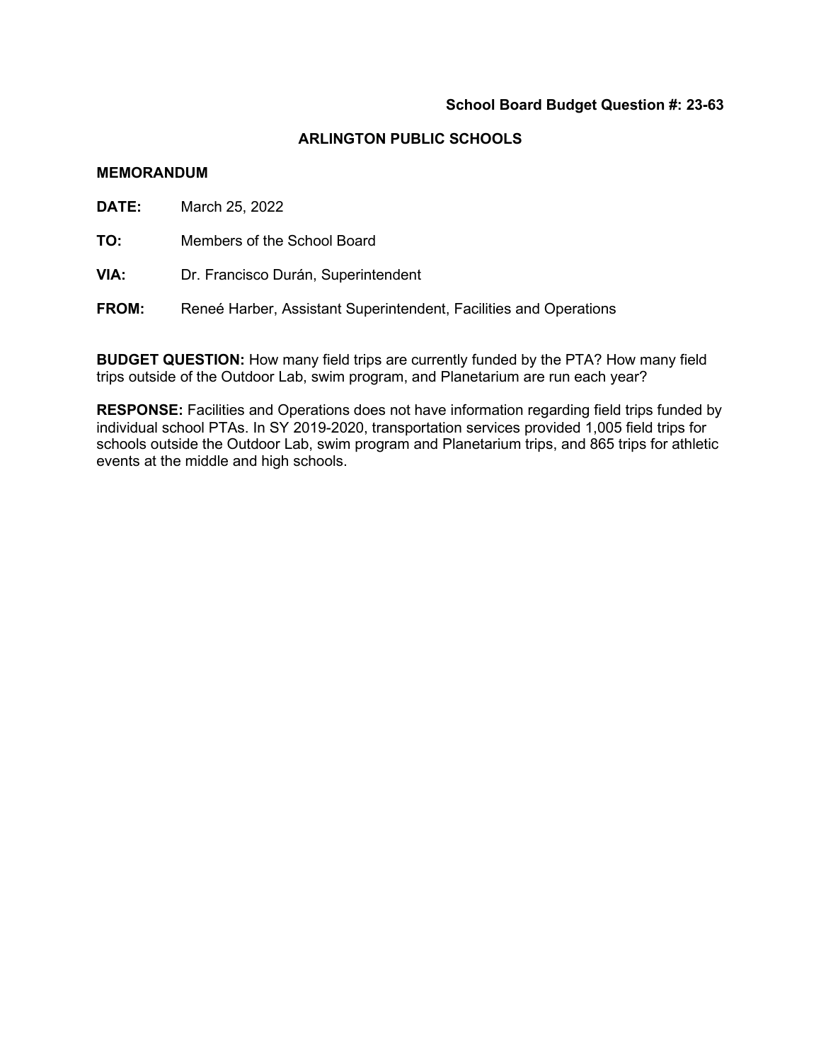**School Board Budget Question #: 23-63**

## ARLINGTON PUBLIC SCHOOLS

**MEMORANDUM**

**DATE:** March 25, 2022

**TO:** Members of the School Board

**VIA:** Dr. Francisco Durán, Superintendent

**FROM:** Reneé Harber, Assistant Superintendent, Facilities and Operations

**BUDGET QUESTION:** How many field trips are currently funded by the PTA? How many field trips outside of the Outdoor Lab, swim program, and Planetarium are run each year?

**RESPONSE:** Facilities and Operations does not have information regarding field trips funded by individual school PTAs. In SY 2019-2020, transportation services provided 1,005 field trips for schools outside the Outdoor Lab, swim program and Planetarium trips, and 865 trips for athletic events at the middle and high schools.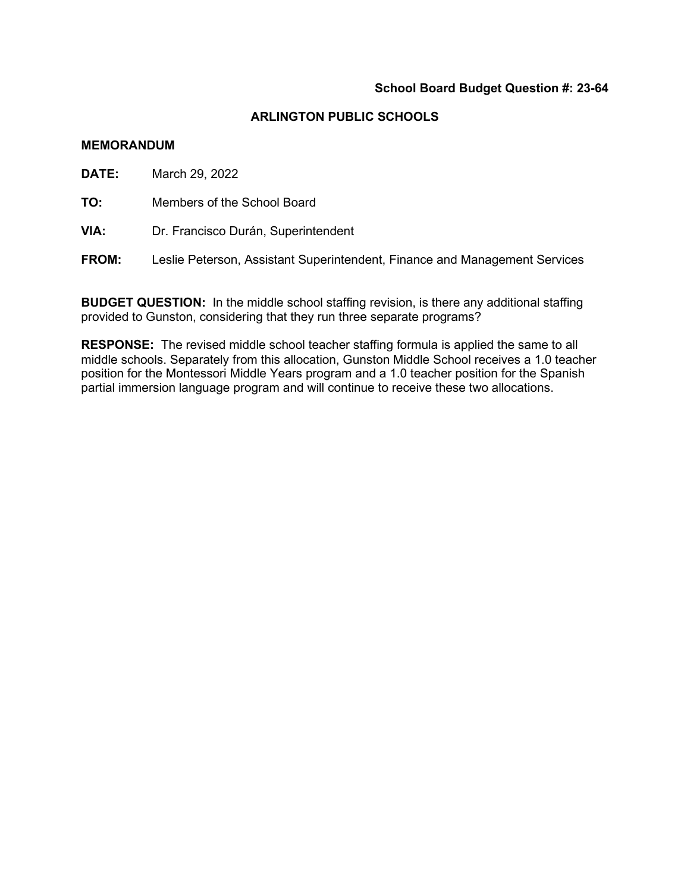**School Board Budget Question #: 23-64**

# ARLINGTON PUBLIC SCHOOLS

## MEMORANDUM

**DATE:** March 29, 2022

**TO:** Members of the School Board

**VIA:** Dr. Francisco Durán, Superintendent

**FROM:** Leslie Peterson, Assistant Superintendent, Finance and Management Services

**BUDGET QUESTION:** In the middle school staffing revision, is there any additional staffing provided to Gunston, considering that they run three separate programs?

**RESPONSE:** The revised middle school teacher staffing formula is applied the same to all middle schools. Separately from this allocation, Gunston Middle School receives a 1.0 teacher position for the Montessori Middle Years program and a 1.0 teacher position for the Spanish partial immersion language program and will continue to receive these two allocations.